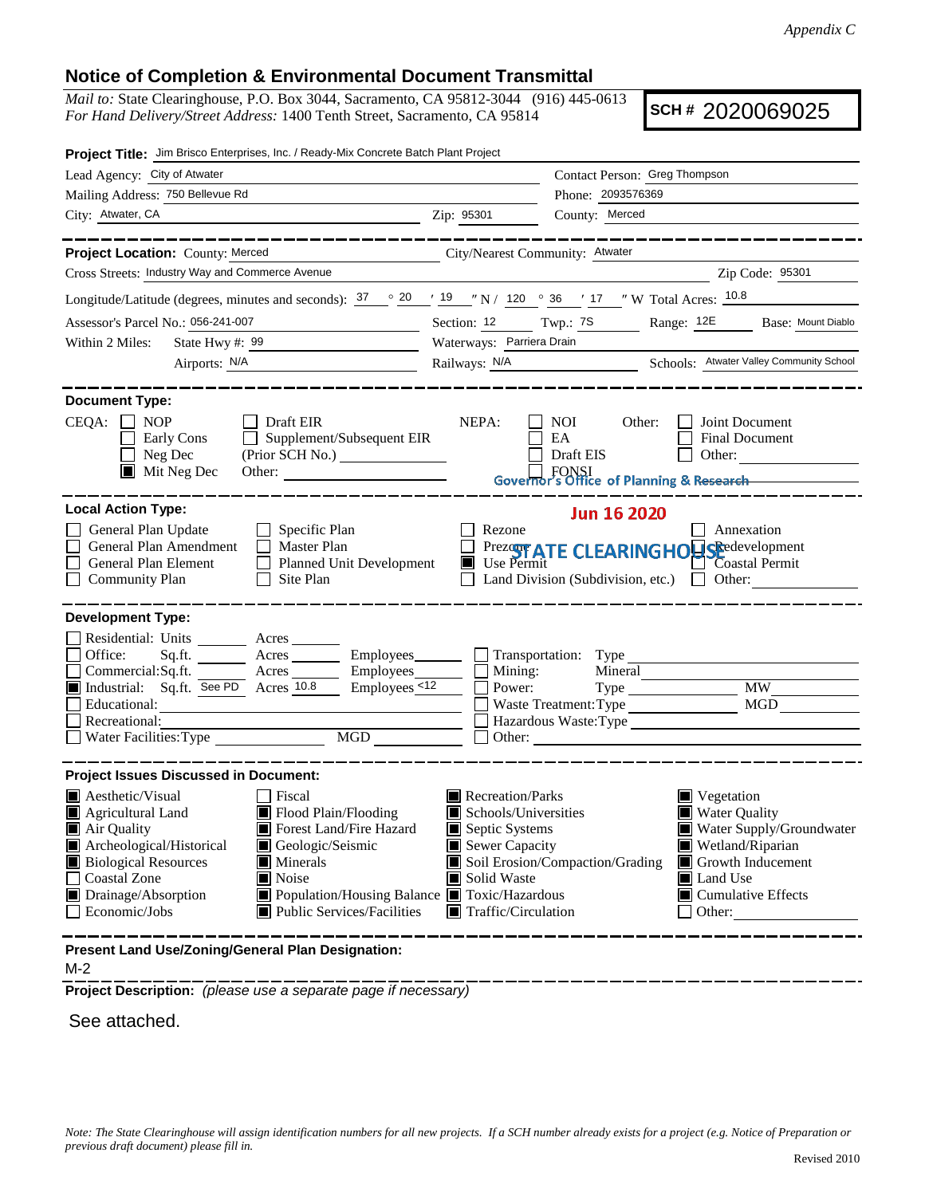*Appendix C*

## Notice of Completion & Environmental Document Transmittal

*Mail to:* State Clearinghouse, P.O. Box 3044, Sacramento, CA 95812-3044 (916) 445-0613
*For Hand Delivery/Street Address:* 1400 Tenth Street, Sacramento, CA 95814

**SCH #** 2020069025

**Project Title:** Jim Brisco Enterprises, Inc. / Ready-Mix Concrete Batch Plant Project

Lead Agency: City of Atwater | Contact Person: Greg Thompson
Mailing Address: 750 Bellevue Rd | Phone: 2093576369
City: Atwater, CA | Zip: 95301 | County: Merced

---

**Project Location:** County: Merced | City/Nearest Community: Atwater
Cross Streets: Industry Way and Commerce Avenue | Zip Code: 95301
Longitude/Latitude (degrees, minutes and seconds): 37 ° 20 ′ 19 ″ N / 120 ° 36 ′ 17 ″ W Total Acres: 10.8
Assessor's Parcel No.: 056-241-007 | Section: 12 | Twp.: 7S | Range: 12E | Base: Mount Diablo
Within 2 Miles: State Hwy #: 99 | Waterways: Parriera Drain
Airports: N/A | Railways: N/A | Schools: Atwater Valley Community School

---

**Document Type:**

CEQA: ☐ NOP ☐ Early Cons ☐ Neg Dec ■ Mit Neg Dec ☐ Draft EIR ☐ Supplement/Subsequent EIR (Prior SCH No.) ______ Other: ______

NEPA: ☐ NOI ☐ EA ☐ Draft EIS ☐ FONSI

Other: ☐ Joint Document ☐ Final Document ☐ Other: ______

Governor's Office of Planning & Research

Jun 16 2020

STATE CLEARINGHOUSE

---

**Local Action Type:**

☐ General Plan Update ☐ General Plan Amendment ☐ General Plan Element ☐ Community Plan ☐ Specific Plan ☐ Master Plan ☐ Planned Unit Development ☐ Site Plan ☐ Rezone ☐ Prezone ■ Use Permit ☐ Land Division (Subdivision, etc.) ☐ Annexation ☐ Redevelopment ☐ Coastal Permit ☐ Other: ______

---

**Development Type:**

☐ Residential: Units ______ Acres ______
☐ Office: Sq.ft. ______ Acres ______ Employees ______
☐ Commercial: Sq.ft. ______ Acres ______ Employees ______
■ Industrial: Sq.ft. See PD Acres 10.8 Employees <12
☐ Educational: ______
☐ Recreational: ______
☐ Water Facilities: Type ______ MGD ______
☐ Transportation: Type ______
☐ Mining: Mineral ______
☐ Power: Type ______ MW ______
☐ Waste Treatment: Type ______ MGD ______
☐ Hazardous Waste: Type ______
☐ Other: ______

---

**Project Issues Discussed in Document:**

■ Aesthetic/Visual
■ Agricultural Land
■ Air Quality
■ Archeological/Historical
■ Biological Resources
☐ Coastal Zone
■ Drainage/Absorption
☐ Economic/Jobs
☐ Fiscal
■ Flood Plain/Flooding
■ Forest Land/Fire Hazard
■ Geologic/Seismic
■ Minerals
■ Noise
■ Population/Housing Balance
■ Public Services/Facilities
■ Recreation/Parks
■ Schools/Universities
■ Septic Systems
■ Sewer Capacity
■ Soil Erosion/Compaction/Grading
■ Solid Waste
■ Toxic/Hazardous
■ Traffic/Circulation
■ Vegetation
■ Water Quality
■ Water Supply/Groundwater
■ Wetland/Riparian
■ Growth Inducement
■ Land Use
■ Cumulative Effects
☐ Other: ______

---

**Present Land Use/Zoning/General Plan Designation:**

M-2

---

**Project Description:** *(please use a separate page if necessary)*

See attached.

*Note: The State Clearinghouse will assign identification numbers for all new projects. If a SCH number already exists for a project (e.g. Notice of Preparation or previous draft document) please fill in.*

Revised 2010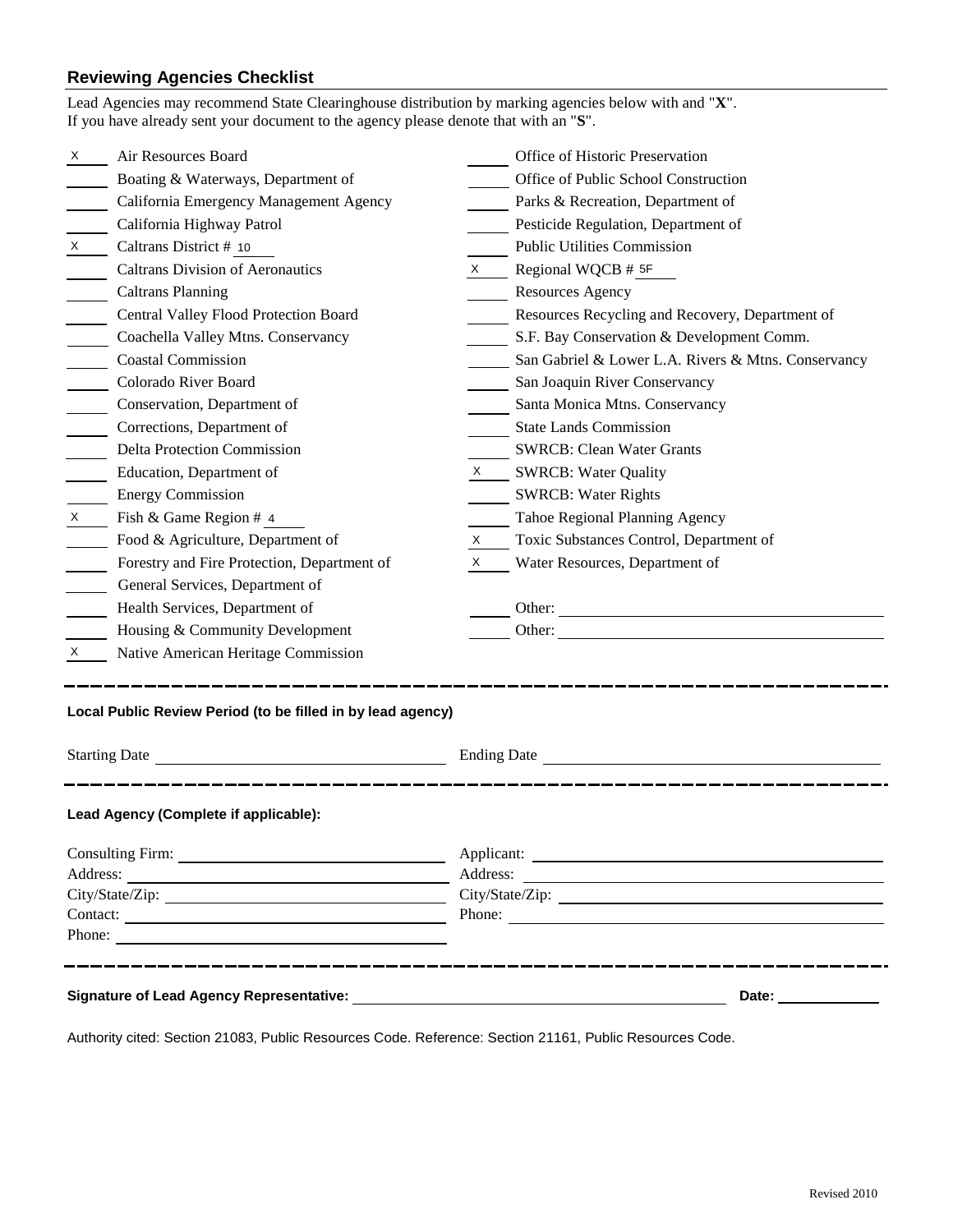## Reviewing Agencies Checklist

Lead Agencies may recommend State Clearinghouse distribution by marking agencies below with and "**X**".
If you have already sent your document to the agency please denote that with an "**S**".

- X Air Resources Board
- ___ Boating & Waterways, Department of
- ___ California Emergency Management Agency
- ___ California Highway Patrol
- X Caltrans District # 10
- ___ Caltrans Division of Aeronautics
- ___ Caltrans Planning
- ___ Central Valley Flood Protection Board
- ___ Coachella Valley Mtns. Conservancy
- ___ Coastal Commission
- ___ Colorado River Board
- ___ Conservation, Department of
- ___ Corrections, Department of
- ___ Delta Protection Commission
- ___ Education, Department of
- ___ Energy Commission
- X Fish & Game Region # 4
- ___ Food & Agriculture, Department of
- ___ Forestry and Fire Protection, Department of
- ___ General Services, Department of
- ___ Health Services, Department of
- ___ Housing & Community Development
- X Native American Heritage Commission
- ___ Office of Historic Preservation
- ___ Office of Public School Construction
- ___ Parks & Recreation, Department of
- ___ Pesticide Regulation, Department of
- ___ Public Utilities Commission
- X Regional WQCB # 5F
- ___ Resources Agency
- ___ Resources Recycling and Recovery, Department of
- ___ S.F. Bay Conservation & Development Comm.
- ___ San Gabriel & Lower L.A. Rivers & Mtns. Conservancy
- ___ San Joaquin River Conservancy
- ___ Santa Monica Mtns. Conservancy
- ___ State Lands Commission
- ___ SWRCB: Clean Water Grants
- X SWRCB: Water Quality
- ___ SWRCB: Water Rights
- ___ Tahoe Regional Planning Agency
- X Toxic Substances Control, Department of
- X Water Resources, Department of
- ___ Other: ______________________
- ___ Other: ______________________

---

### Local Public Review Period (to be filled in by lead agency)

Starting Date ______________________ Ending Date ______________________

---

### Lead Agency (Complete if applicable):

Consulting Firm: ______________________
Address: ______________________
City/State/Zip: ______________________
Contact: ______________________
Phone: ______________________

Applicant: ______________________
Address: ______________________
City/State/Zip: ______________________
Phone: ______________________

---

**Signature of Lead Agency Representative:** ______________________ **Date:** ____________

Authority cited: Section 21083, Public Resources Code. Reference: Section 21161, Public Resources Code.

Revised 2010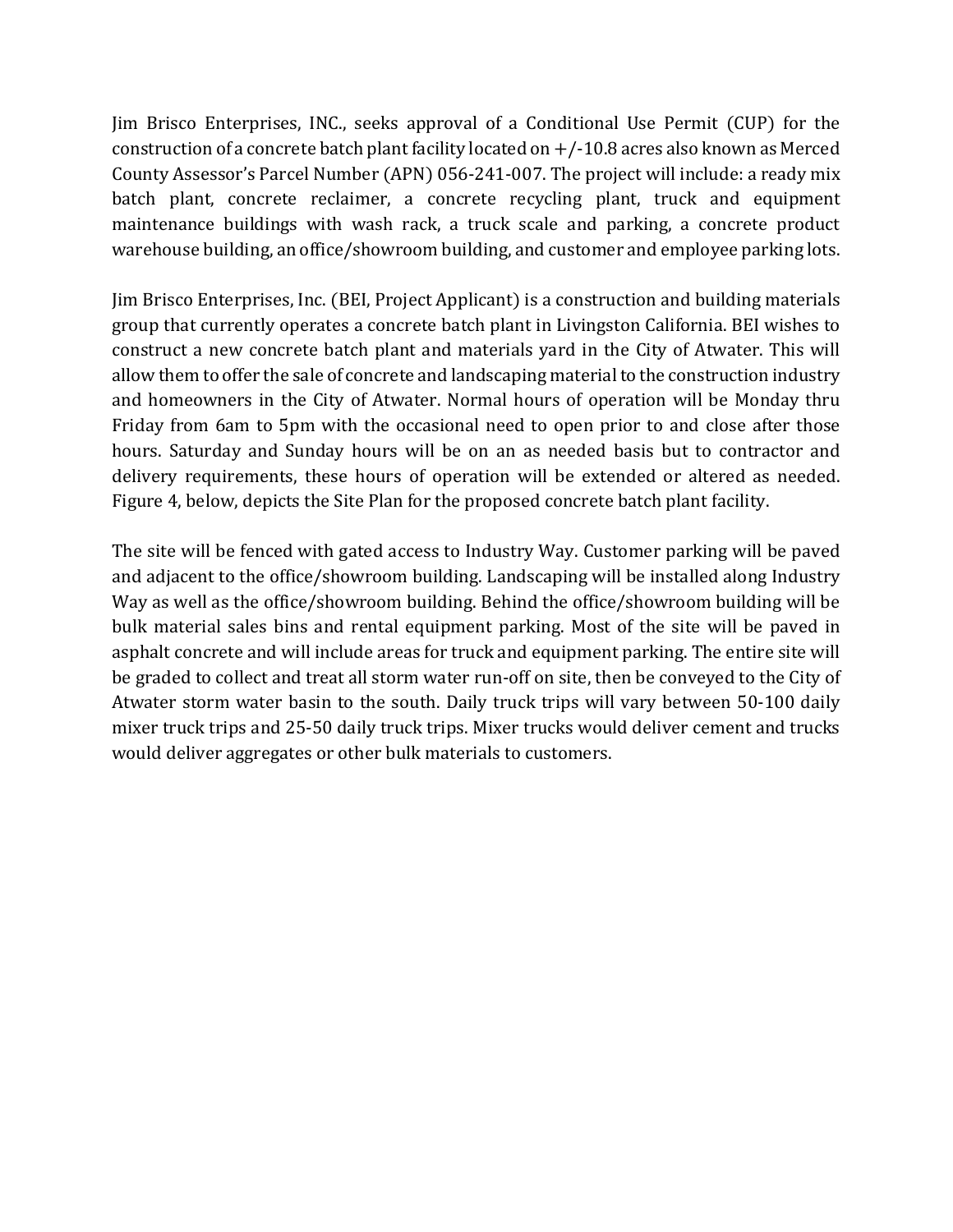Jim Brisco Enterprises, INC., seeks approval of a Conditional Use Permit (CUP) for the construction of a concrete batch plant facility located on +/-10.8 acres also known as Merced County Assessor's Parcel Number (APN) 056-241-007. The project will include: a ready mix batch plant, concrete reclaimer, a concrete recycling plant, truck and equipment maintenance buildings with wash rack, a truck scale and parking, a concrete product warehouse building, an office/showroom building, and customer and employee parking lots.

Jim Brisco Enterprises, Inc. (BEI, Project Applicant) is a construction and building materials group that currently operates a concrete batch plant in Livingston California. BEI wishes to construct a new concrete batch plant and materials yard in the City of Atwater. This will allow them to offer the sale of concrete and landscaping material to the construction industry and homeowners in the City of Atwater. Normal hours of operation will be Monday thru Friday from 6am to 5pm with the occasional need to open prior to and close after those hours. Saturday and Sunday hours will be on an as needed basis but to contractor and delivery requirements, these hours of operation will be extended or altered as needed. Figure 4, below, depicts the Site Plan for the proposed concrete batch plant facility.

The site will be fenced with gated access to Industry Way. Customer parking will be paved and adjacent to the office/showroom building. Landscaping will be installed along Industry Way as well as the office/showroom building. Behind the office/showroom building will be bulk material sales bins and rental equipment parking. Most of the site will be paved in asphalt concrete and will include areas for truck and equipment parking. The entire site will be graded to collect and treat all storm water run-off on site, then be conveyed to the City of Atwater storm water basin to the south. Daily truck trips will vary between 50-100 daily mixer truck trips and 25-50 daily truck trips. Mixer trucks would deliver cement and trucks would deliver aggregates or other bulk materials to customers.